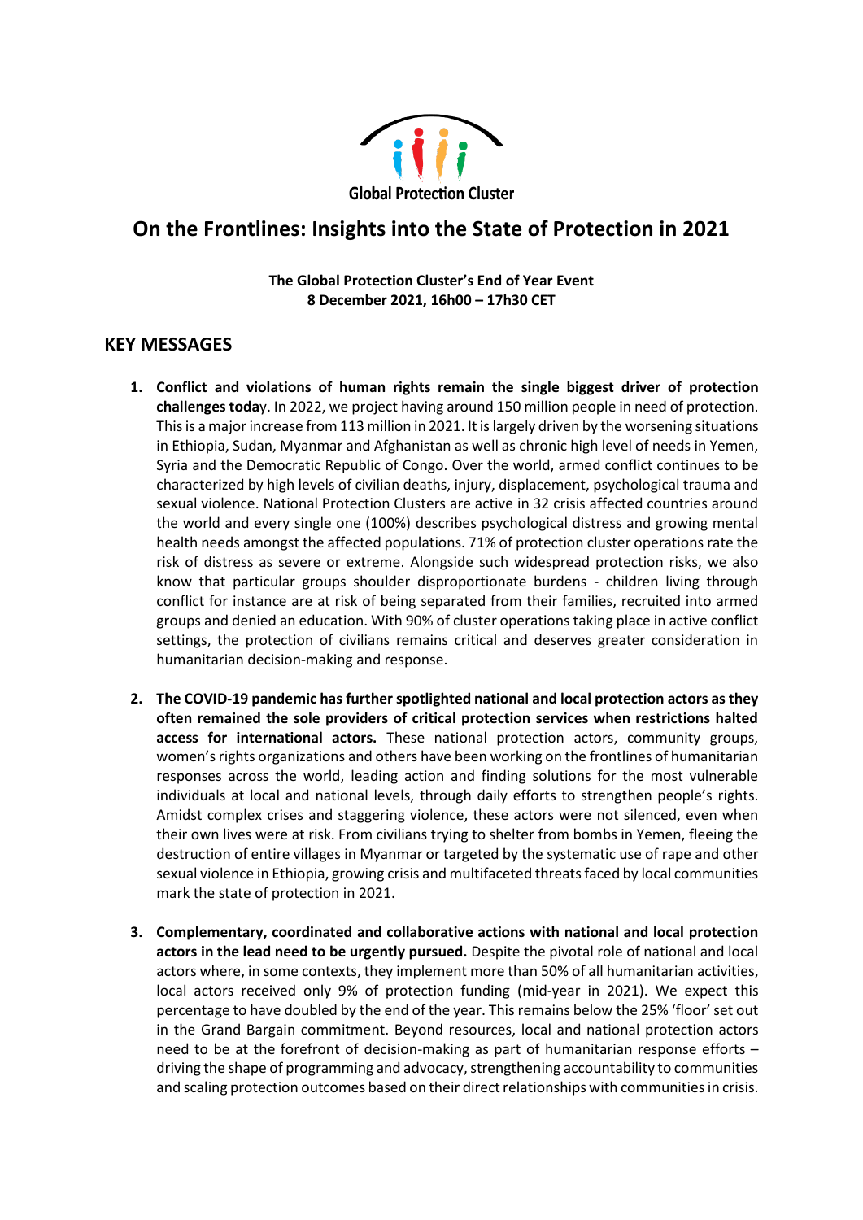Global Protection Cluster

# On the Frontlines: Insights into the State of Protection in 2021

**The Global Protection Cluster's End of Year Event**
**8 December 2021, 16h00 – 17h30 CET**

## KEY MESSAGES

1. **Conflict and violations of human rights remain the single biggest driver of protection challenges toda**y. In 2022, we project having around 150 million people in need of protection. This is a major increase from 113 million in 2021. It is largely driven by the worsening situations in Ethiopia, Sudan, Myanmar and Afghanistan as well as chronic high level of needs in Yemen, Syria and the Democratic Republic of Congo. Over the world, armed conflict continues to be characterized by high levels of civilian deaths, injury, displacement, psychological trauma and sexual violence. National Protection Clusters are active in 32 crisis affected countries around the world and every single one (100%) describes psychological distress and growing mental health needs amongst the affected populations. 71% of protection cluster operations rate the risk of distress as severe or extreme. Alongside such widespread protection risks, we also know that particular groups shoulder disproportionate burdens - children living through conflict for instance are at risk of being separated from their families, recruited into armed groups and denied an education. With 90% of cluster operations taking place in active conflict settings, the protection of civilians remains critical and deserves greater consideration in humanitarian decision-making and response.

2. **The COVID-19 pandemic has further spotlighted national and local protection actors as they often remained the sole providers of critical protection services when restrictions halted access for international actors.** These national protection actors, community groups, women's rights organizations and others have been working on the frontlines of humanitarian responses across the world, leading action and finding solutions for the most vulnerable individuals at local and national levels, through daily efforts to strengthen people's rights. Amidst complex crises and staggering violence, these actors were not silenced, even when their own lives were at risk. From civilians trying to shelter from bombs in Yemen, fleeing the destruction of entire villages in Myanmar or targeted by the systematic use of rape and other sexual violence in Ethiopia, growing crisis and multifaceted threats faced by local communities mark the state of protection in 2021.

3. **Complementary, coordinated and collaborative actions with national and local protection actors in the lead need to be urgently pursued.** Despite the pivotal role of national and local actors where, in some contexts, they implement more than 50% of all humanitarian activities, local actors received only 9% of protection funding (mid-year in 2021). We expect this percentage to have doubled by the end of the year. This remains below the 25% 'floor' set out in the Grand Bargain commitment. Beyond resources, local and national protection actors need to be at the forefront of decision-making as part of humanitarian response efforts – driving the shape of programming and advocacy, strengthening accountability to communities and scaling protection outcomes based on their direct relationships with communities in crisis.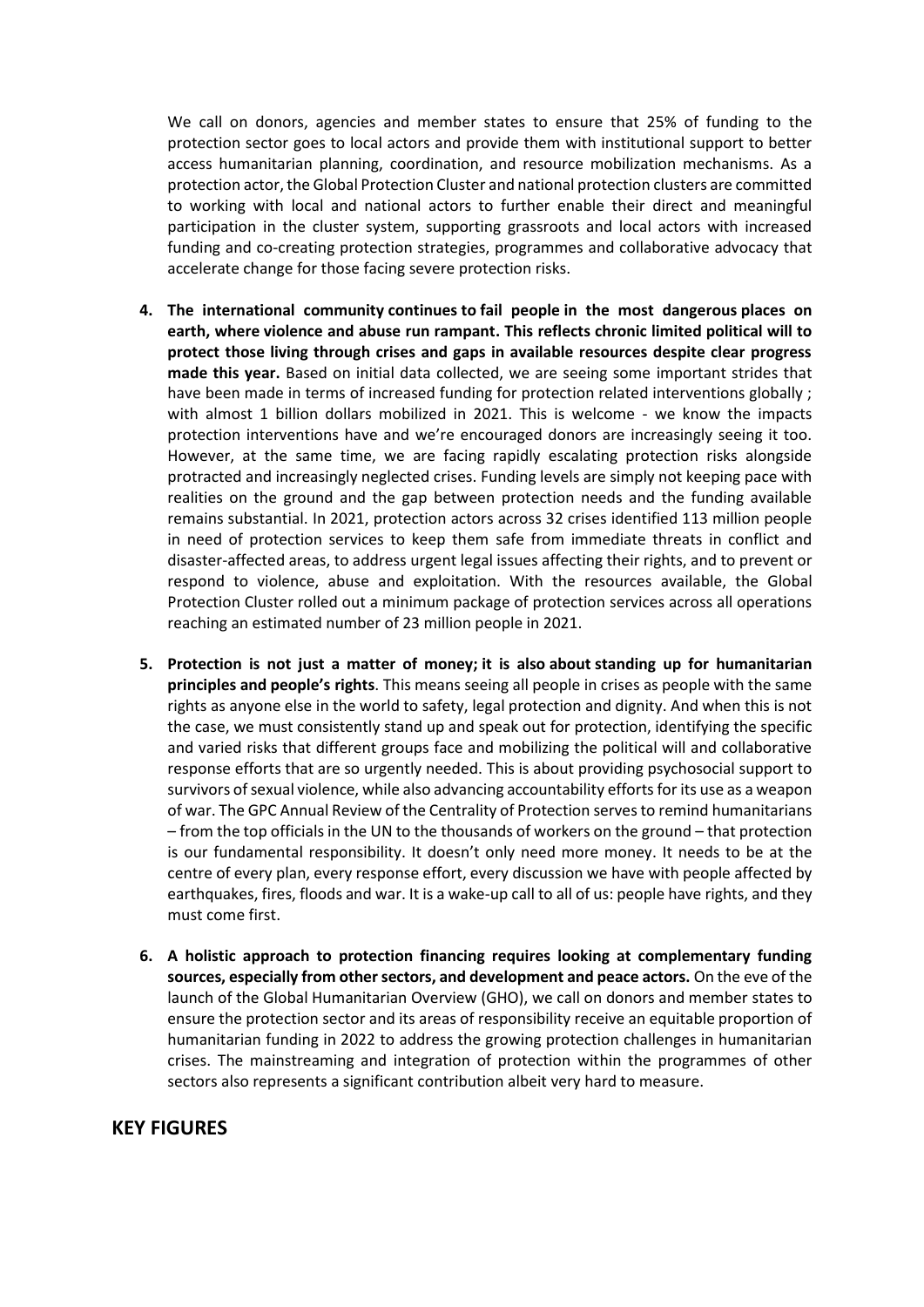We call on donors, agencies and member states to ensure that 25% of funding to the protection sector goes to local actors and provide them with institutional support to better access humanitarian planning, coordination, and resource mobilization mechanisms. As a protection actor, the Global Protection Cluster and national protection clusters are committed to working with local and national actors to further enable their direct and meaningful participation in the cluster system, supporting grassroots and local actors with increased funding and co-creating protection strategies, programmes and collaborative advocacy that accelerate change for those facing severe protection risks.

4. **The international community continues to fail people in the most dangerous places on earth, where violence and abuse run rampant. This reflects chronic limited political will to protect those living through crises and gaps in available resources despite clear progress made this year.** Based on initial data collected, we are seeing some important strides that have been made in terms of increased funding for protection related interventions globally ; with almost 1 billion dollars mobilized in 2021. This is welcome - we know the impacts protection interventions have and we're encouraged donors are increasingly seeing it too. However, at the same time, we are facing rapidly escalating protection risks alongside protracted and increasingly neglected crises. Funding levels are simply not keeping pace with realities on the ground and the gap between protection needs and the funding available remains substantial. In 2021, protection actors across 32 crises identified 113 million people in need of protection services to keep them safe from immediate threats in conflict and disaster-affected areas, to address urgent legal issues affecting their rights, and to prevent or respond to violence, abuse and exploitation. With the resources available, the Global Protection Cluster rolled out a minimum package of protection services across all operations reaching an estimated number of 23 million people in 2021.

5. **Protection is not just a matter of money; it is also about standing up for humanitarian principles and people's rights**. This means seeing all people in crises as people with the same rights as anyone else in the world to safety, legal protection and dignity. And when this is not the case, we must consistently stand up and speak out for protection, identifying the specific and varied risks that different groups face and mobilizing the political will and collaborative response efforts that are so urgently needed. This is about providing psychosocial support to survivors of sexual violence, while also advancing accountability efforts for its use as a weapon of war. The GPC Annual Review of the Centrality of Protection serves to remind humanitarians – from the top officials in the UN to the thousands of workers on the ground – that protection is our fundamental responsibility. It doesn't only need more money. It needs to be at the centre of every plan, every response effort, every discussion we have with people affected by earthquakes, fires, floods and war. It is a wake-up call to all of us: people have rights, and they must come first.

6. **A holistic approach to protection financing requires looking at complementary funding sources, especially from other sectors, and development and peace actors.** On the eve of the launch of the Global Humanitarian Overview (GHO), we call on donors and member states to ensure the protection sector and its areas of responsibility receive an equitable proportion of humanitarian funding in 2022 to address the growing protection challenges in humanitarian crises. The mainstreaming and integration of protection within the programmes of other sectors also represents a significant contribution albeit very hard to measure.

## KEY FIGURES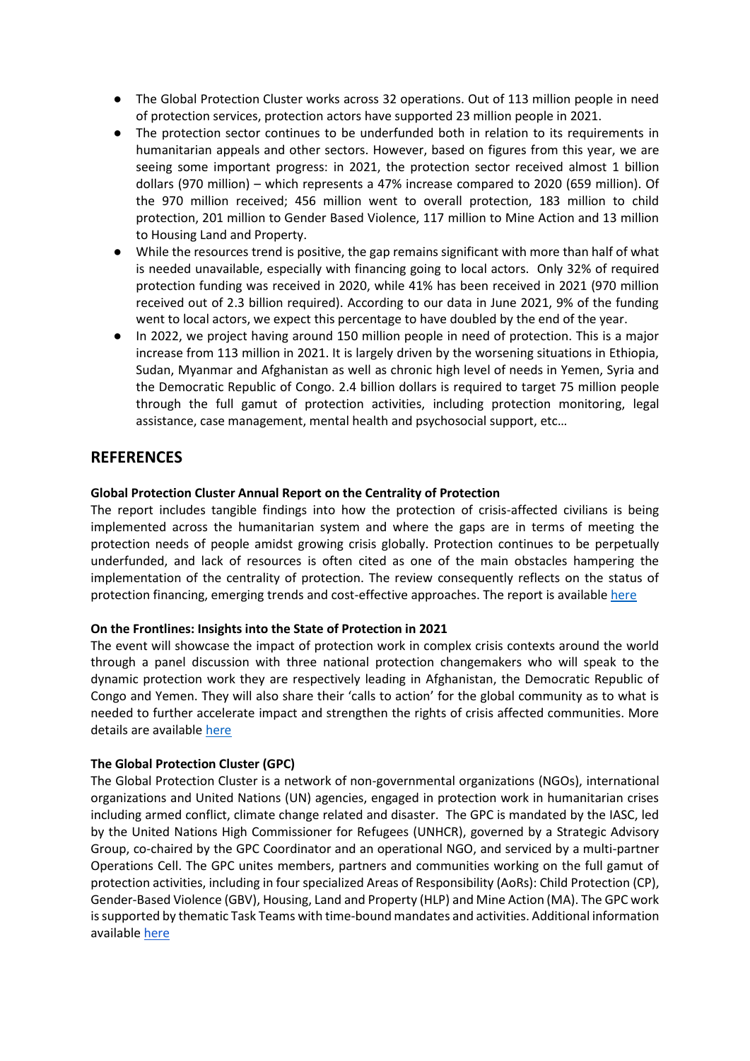- The Global Protection Cluster works across 32 operations. Out of 113 million people in need of protection services, protection actors have supported 23 million people in 2021.
- The protection sector continues to be underfunded both in relation to its requirements in humanitarian appeals and other sectors. However, based on figures from this year, we are seeing some important progress: in 2021, the protection sector received almost 1 billion dollars (970 million) – which represents a 47% increase compared to 2020 (659 million). Of the 970 million received; 456 million went to overall protection, 183 million to child protection, 201 million to Gender Based Violence, 117 million to Mine Action and 13 million to Housing Land and Property.
- While the resources trend is positive, the gap remains significant with more than half of what is needed unavailable, especially with financing going to local actors. Only 32% of required protection funding was received in 2020, while 41% has been received in 2021 (970 million received out of 2.3 billion required). According to our data in June 2021, 9% of the funding went to local actors, we expect this percentage to have doubled by the end of the year.
- In 2022, we project having around 150 million people in need of protection. This is a major increase from 113 million in 2021. It is largely driven by the worsening situations in Ethiopia, Sudan, Myanmar and Afghanistan as well as chronic high level of needs in Yemen, Syria and the Democratic Republic of Congo. 2.4 billion dollars is required to target 75 million people through the full gamut of protection activities, including protection monitoring, legal assistance, case management, mental health and psychosocial support, etc…

## REFERENCES

**Global Protection Cluster Annual Report on the Centrality of Protection**

The report includes tangible findings into how the protection of crisis-affected civilians is being implemented across the humanitarian system and where the gaps are in terms of meeting the protection needs of people amidst growing crisis globally. Protection continues to be perpetually underfunded, and lack of resources is often cited as one of the main obstacles hampering the implementation of the centrality of protection. The review consequently reflects on the status of protection financing, emerging trends and cost-effective approaches. The report is available here

**On the Frontlines: Insights into the State of Protection in 2021**

The event will showcase the impact of protection work in complex crisis contexts around the world through a panel discussion with three national protection changemakers who will speak to the dynamic protection work they are respectively leading in Afghanistan, the Democratic Republic of Congo and Yemen. They will also share their 'calls to action' for the global community as to what is needed to further accelerate impact and strengthen the rights of crisis affected communities. More details are available here

**The Global Protection Cluster (GPC)**

The Global Protection Cluster is a network of non-governmental organizations (NGOs), international organizations and United Nations (UN) agencies, engaged in protection work in humanitarian crises including armed conflict, climate change related and disaster. The GPC is mandated by the IASC, led by the United Nations High Commissioner for Refugees (UNHCR), governed by a Strategic Advisory Group, co-chaired by the GPC Coordinator and an operational NGO, and serviced by a multi-partner Operations Cell. The GPC unites members, partners and communities working on the full gamut of protection activities, including in four specialized Areas of Responsibility (AoRs): Child Protection (CP), Gender-Based Violence (GBV), Housing, Land and Property (HLP) and Mine Action (MA). The GPC work is supported by thematic Task Teams with time-bound mandates and activities. Additional information available here